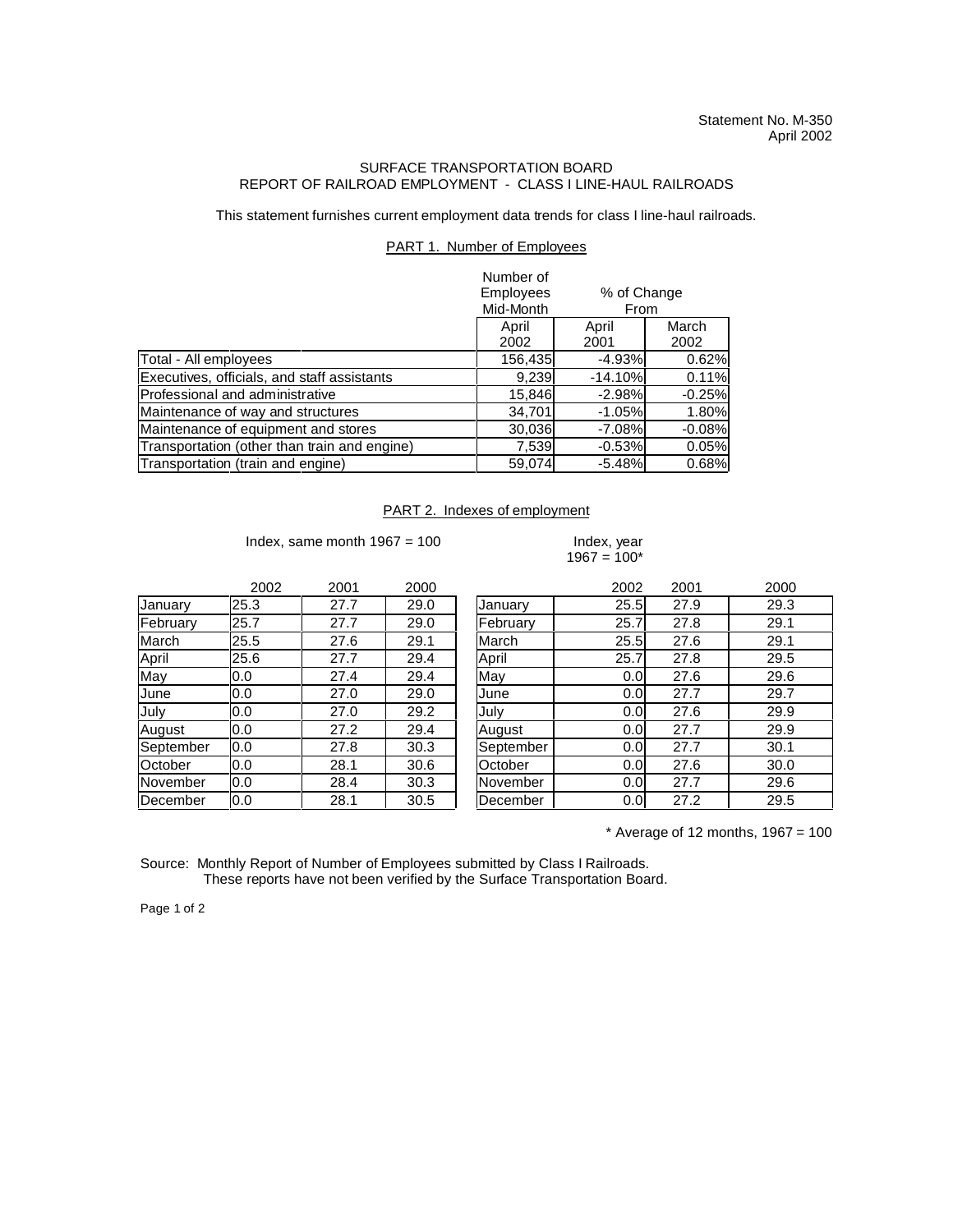Statement No. M-350
April 2002

# SURFACE TRANSPORTATION BOARD
## REPORT OF RAILROAD EMPLOYMENT - CLASS I LINE-HAUL RAILROADS

This statement furnishes current employment data trends for class I line-haul railroads.

### PART 1. Number of Employees

| | Number of Employees Mid-Month | % of Change From | |
|---|---|---|---|
| | April 2002 | April 2001 | March 2002 |
| Total - All employees | 156,435 | -4.93% | 0.62% |
| Executives, officials, and staff assistants | 9,239 | -14.10% | 0.11% |
| Professional and administrative | 15,846 | -2.98% | -0.25% |
| Maintenance of way and structures | 34,701 | -1.05% | 1.80% |
| Maintenance of equipment and stores | 30,036 | -7.08% | -0.08% |
| Transportation (other than train and engine) | 7,539 | -0.53% | 0.05% |
| Transportation (train and engine) | 59,074 | -5.48% | 0.68% |

### PART 2. Indexes of employment

Index, same month 1967 = 100

| | 2002 | 2001 | 2000 |
|---|---|---|---|
| January | 25.3 | 27.7 | 29.0 |
| February | 25.7 | 27.7 | 29.0 |
| March | 25.5 | 27.6 | 29.1 |
| April | 25.6 | 27.7 | 29.4 |
| May | 0.0 | 27.4 | 29.4 |
| June | 0.0 | 27.0 | 29.0 |
| July | 0.0 | 27.0 | 29.2 |
| August | 0.0 | 27.2 | 29.4 |
| September | 0.0 | 27.8 | 30.3 |
| October | 0.0 | 28.1 | 30.6 |
| November | 0.0 | 28.4 | 30.3 |
| December | 0.0 | 28.1 | 30.5 |

Index, year 1967 = 100*

| | 2002 | 2001 | 2000 |
|---|---|---|---|
| January | 25.5 | 27.9 | 29.3 |
| February | 25.7 | 27.8 | 29.1 |
| March | 25.5 | 27.6 | 29.1 |
| April | 25.7 | 27.8 | 29.5 |
| May | 0.0 | 27.6 | 29.6 |
| June | 0.0 | 27.7 | 29.7 |
| July | 0.0 | 27.6 | 29.9 |
| August | 0.0 | 27.7 | 29.9 |
| September | 0.0 | 27.7 | 30.1 |
| October | 0.0 | 27.6 | 30.0 |
| November | 0.0 | 27.7 | 29.6 |
| December | 0.0 | 27.2 | 29.5 |

* Average of 12 months, 1967 = 100

Source: Monthly Report of Number of Employees submitted by Class I Railroads.
These reports have not been verified by the Surface Transportation Board.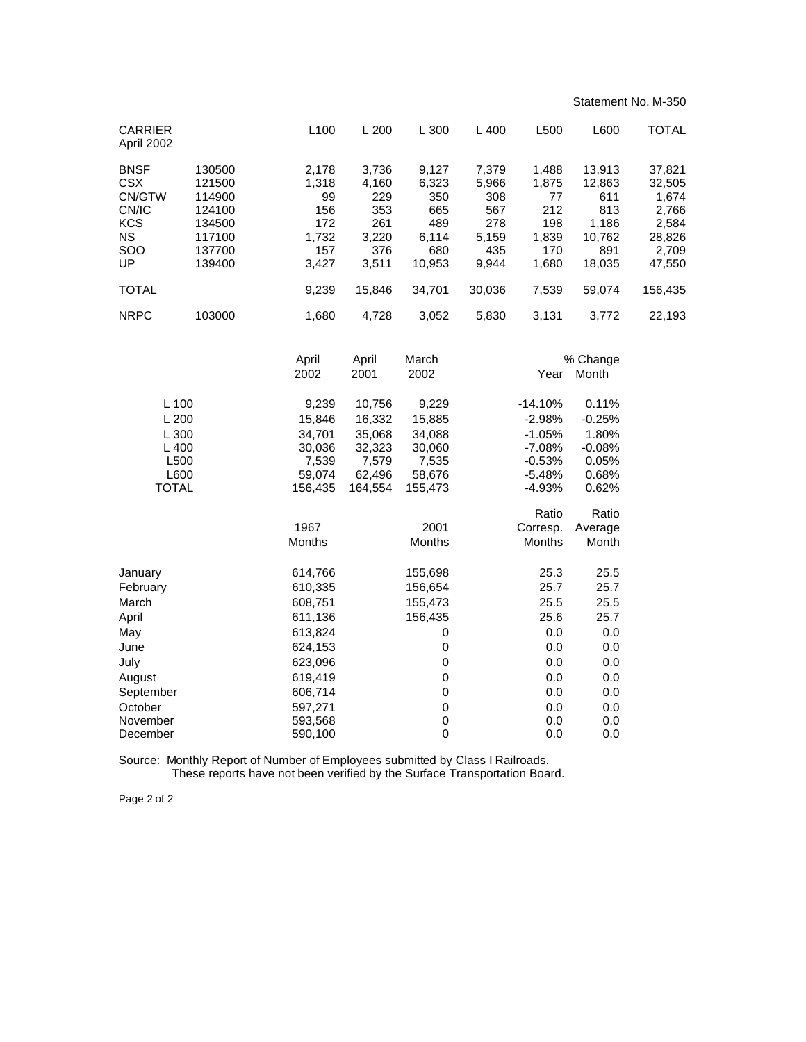Statement No. M-350

| CARRIER April 2002 | | L100 | L 200 | L 300 | L 400 | L500 | L600 | TOTAL |
|---|---|---|---|---|---|---|---|---|
| BNSF | 130500 | 2,178 | 3,736 | 9,127 | 7,379 | 1,488 | 13,913 | 37,821 |
| CSX | 121500 | 1,318 | 4,160 | 6,323 | 5,966 | 1,875 | 12,863 | 32,505 |
| CN/GTW | 114900 | 99 | 229 | 350 | 308 | 77 | 611 | 1,674 |
| CN/IC | 124100 | 156 | 353 | 665 | 567 | 212 | 813 | 2,766 |
| KCS | 134500 | 172 | 261 | 489 | 278 | 198 | 1,186 | 2,584 |
| NS | 117100 | 1,732 | 3,220 | 6,114 | 5,159 | 1,839 | 10,762 | 28,826 |
| SOO | 137700 | 157 | 376 | 680 | 435 | 170 | 891 | 2,709 |
| UP | 139400 | 3,427 | 3,511 | 10,953 | 9,944 | 1,680 | 18,035 | 47,550 |
| TOTAL | | 9,239 | 15,846 | 34,701 | 30,036 | 7,539 | 59,074 | 156,435 |
| NRPC | 103000 | 1,680 | 4,728 | 3,052 | 5,830 | 3,131 | 3,772 | 22,193 |

| | April 2002 | April 2001 | March 2002 | % Change Year | % Change Month |
|---|---|---|---|---|---|
| L 100 | 9,239 | 10,756 | 9,229 | -14.10% | 0.11% |
| L 200 | 15,846 | 16,332 | 15,885 | -2.98% | -0.25% |
| L 300 | 34,701 | 35,068 | 34,088 | -1.05% | 1.80% |
| L 400 | 30,036 | 32,323 | 30,060 | -7.08% | -0.08% |
| L500 | 7,539 | 7,579 | 7,535 | -0.53% | 0.05% |
| L600 | 59,074 | 62,496 | 58,676 | -5.48% | 0.68% |
| TOTAL | 156,435 | 164,554 | 155,473 | -4.93% | 0.62% |

| | 1967 Months | 2001 Months | Ratio Corresp. Months | Ratio Average Month |
|---|---|---|---|---|
| January | 614,766 | 155,698 | 25.3 | 25.5 |
| February | 610,335 | 156,654 | 25.7 | 25.7 |
| March | 608,751 | 155,473 | 25.5 | 25.5 |
| April | 611,136 | 156,435 | 25.6 | 25.7 |
| May | 613,824 | 0 | 0.0 | 0.0 |
| June | 624,153 | 0 | 0.0 | 0.0 |
| July | 623,096 | 0 | 0.0 | 0.0 |
| August | 619,419 | 0 | 0.0 | 0.0 |
| September | 606,714 | 0 | 0.0 | 0.0 |
| October | 597,271 | 0 | 0.0 | 0.0 |
| November | 593,568 | 0 | 0.0 | 0.0 |
| December | 590,100 | 0 | 0.0 | 0.0 |

Source: Monthly Report of Number of Employees submitted by Class I Railroads.
These reports have not been verified by the Surface Transportation Board.